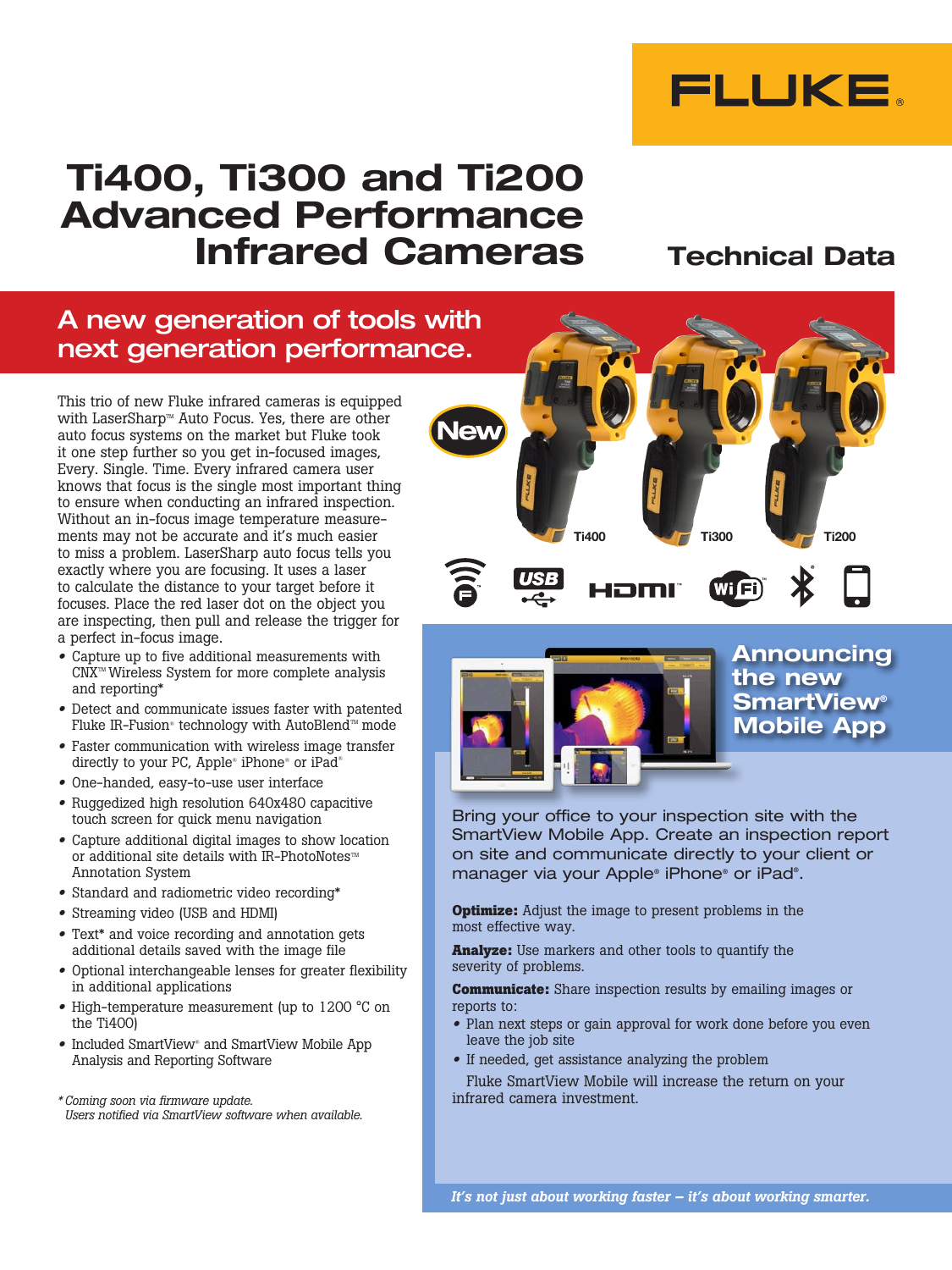# Ti400, Ti300 and Ti200 Advanced Performance Infrared Cameras

## Technical Data

## A new generation of tools with next generation performance.

This trio of new Fluke infrared cameras is equipped with LaserSharp™ Auto Focus. Yes, there are other auto focus systems on the market but Fluke took it one step further so you get in-focused images, Every. Single. Time. Every infrared camera user knows that focus is the single most important thing to ensure when conducting an infrared inspection. Without an in-focus image temperature measurements may not be accurate and it's much easier to miss a problem. LaserSharp auto focus tells you exactly where you are focusing. It uses a laser to calculate the distance to your target before it focuses. Place the red laser dot on the object you are inspecting, then pull and release the trigger for a perfect in-focus image.

- Capture up to five additional measurements with CNX™ Wireless System for more complete analysis and reporting*
- Detect and communicate issues faster with patented Fluke IR-Fusion® technology with AutoBlend™ mode
- Faster communication with wireless image transfer directly to your PC, Apple® iPhone® or iPad®
- One-handed, easy-to-use user interface
- Ruggedized high resolution 640x480 capacitive touch screen for quick menu navigation
- Capture additional digital images to show location or additional site details with IR-PhotoNotes™ Annotation System
- Standard and radiometric video recording*
- Streaming video (USB and HDMI)
- Text* and voice recording and annotation gets additional details saved with the image file
- Optional interchangeable lenses for greater flexibility in additional applications
- High-temperature measurement (up to 1200 °C on the Ti400)
- Included SmartView® and SmartView Mobile App Analysis and Reporting Software

*\* Coming soon via firmware update. Users notified via SmartView software when available.*

New

Ti400 Ti300 Ti200

## Announcing the new SmartView® Mobile App

Bring your office to your inspection site with the SmartView Mobile App. Create an inspection report on site and communicate directly to your client or manager via your Apple® iPhone® or iPad®.

**Optimize:** Adjust the image to present problems in the most effective way.

**Analyze:** Use markers and other tools to quantify the severity of problems.

**Communicate:** Share inspection results by emailing images or reports to:

- Plan next steps or gain approval for work done before you even leave the job site
- If needed, get assistance analyzing the problem

Fluke SmartView Mobile will increase the return on your infrared camera investment.

*It's not just about working faster – it's about working smarter.*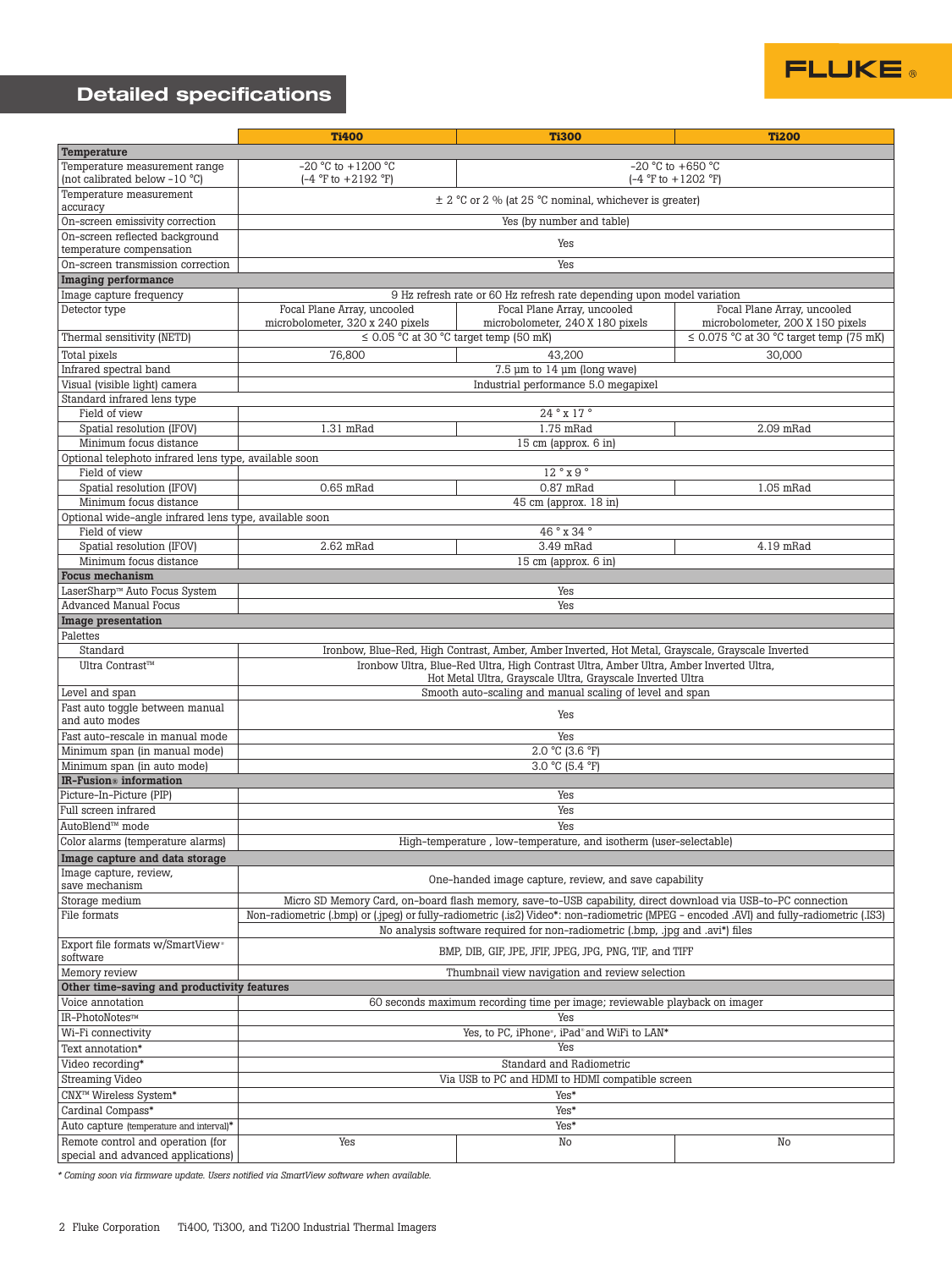## Detailed specifications

| | Ti400 | Ti300 | Ti200 |
|---|---|---|---|
| **Temperature** | | | |
| Temperature measurement range (not calibrated below -10 °C) | -20 °C to +1200 °C (-4 °F to +2192 °F) | -20 °C to +650 °C (-4 °F to +1202 °F) | |
| Temperature measurement accuracy | ± 2 °C or 2 % (at 25 °C nominal, whichever is greater) | | |
| On-screen emissivity correction | Yes (by number and table) | | |
| On-screen reflected background temperature compensation | Yes | | |
| On-screen transmission correction | Yes | | |
| **Imaging performance** | | | |
| Image capture frequency | 9 Hz refresh rate or 60 Hz refresh rate depending upon model variation | | |
| Detector type | Focal Plane Array, uncooled microbolometer, 320 x 240 pixels | Focal Plane Array, uncooled microbolometer, 240 X 180 pixels | Focal Plane Array, uncooled microbolometer, 200 X 150 pixels |
| Thermal sensitivity (NETD) | ≤ 0.05 °C at 30 °C target temp (50 mK) | | ≤ 0.075 °C at 30 °C target temp (75 mK) |
| Total pixels | 76,800 | 43,200 | 30,000 |
| Infrared spectral band | 7.5 μm to 14 μm (long wave) | | |
| Visual (visible light) camera | Industrial performance 5.0 megapixel | | |
| Standard infrared lens type | | | |
| Field of view | 24 ° x 17 ° | | |
| Spatial resolution (IFOV) | 1.31 mRad | 1.75 mRad | 2.09 mRad |
| Minimum focus distance | 15 cm (approx. 6 in) | | |
| Optional telephoto infrared lens type, available soon | | | |
| Field of view | 12 ° x 9 ° | | |
| Spatial resolution (IFOV) | 0.65 mRad | 0.87 mRad | 1.05 mRad |
| Minimum focus distance | 45 cm (approx. 18 in) | | |
| Optional wide-angle infrared lens type, available soon | | | |
| Field of view | 46 ° x 34 ° | | |
| Spatial resolution (IFOV) | 2.62 mRad | 3.49 mRad | 4.19 mRad |
| Minimum focus distance | 15 cm (approx. 6 in) | | |
| **Focus mechanism** | | | |
| LaserSharp™ Auto Focus System | Yes | | |
| Advanced Manual Focus | Yes | | |
| **Image presentation** | | | |
| Palettes | | | |
| Standard | Ironbow, Blue-Red, High Contrast, Amber, Amber Inverted, Hot Metal, Grayscale, Grayscale Inverted | | |
| Ultra Contrast™ | Ironbow Ultra, Blue-Red Ultra, High Contrast Ultra, Amber Ultra, Amber Inverted Ultra, Hot Metal Ultra, Grayscale Ultra, Grayscale Inverted Ultra | | |
| Level and span | Smooth auto-scaling and manual scaling of level and span | | |
| Fast auto toggle between manual and auto modes | Yes | | |
| Fast auto-rescale in manual mode | Yes | | |
| Minimum span (in manual mode) | 2.0 °C (3.6 °F) | | |
| Minimum span (in auto mode) | 3.0 °C (5.4 °F) | | |
| **IR-Fusion® information** | | | |
| Picture-In-Picture (PIP) | Yes | | |
| Full screen infrared | Yes | | |
| AutoBlend™ mode | Yes | | |
| Color alarms (temperature alarms) | High-temperature , low-temperature, and isotherm (user-selectable) | | |
| **Image capture and data storage** | | | |
| Image capture, review, save mechanism | One-handed image capture, review, and save capability | | |
| Storage medium | Micro SD Memory Card, on-board flash memory, save-to-USB capability, direct download via USB-to-PC connection | | |
| File formats | Non-radiometric (.bmp) or (.jpeg) or fully-radiometric (.is2) Video*: non-radiometric (MPEG - encoded .AVI) and fully-radiometric (.IS3)<br>No analysis software required for non-radiometric (.bmp, .jpg and .avi*) files | | |
| Export file formats w/SmartView® software | BMP, DIB, GIF, JPE, JFIF, JPEG, JPG, PNG, TIF, and TIFF | | |
| Memory review | Thumbnail view navigation and review selection | | |
| **Other time-saving and productivity features** | | | |
| Voice annotation | 60 seconds maximum recording time per image; reviewable playback on imager | | |
| IR-PhotoNotes™ | Yes | | |
| Wi-Fi connectivity | Yes, to PC, iPhone®, iPad® and WiFi to LAN* | | |
| Text annotation* | Yes | | |
| Video recording* | Standard and Radiometric | | |
| Streaming Video | Via USB to PC and HDMI to HDMI compatible screen | | |
| CNX™ Wireless System* | Yes* | | |
| Cardinal Compass* | Yes* | | |
| Auto capture (temperature and interval)* | Yes* | | |
| Remote control and operation (for special and advanced applications) | Yes | No | No |

*\* Coming soon via firmware update. Users notified via SmartView software when available.*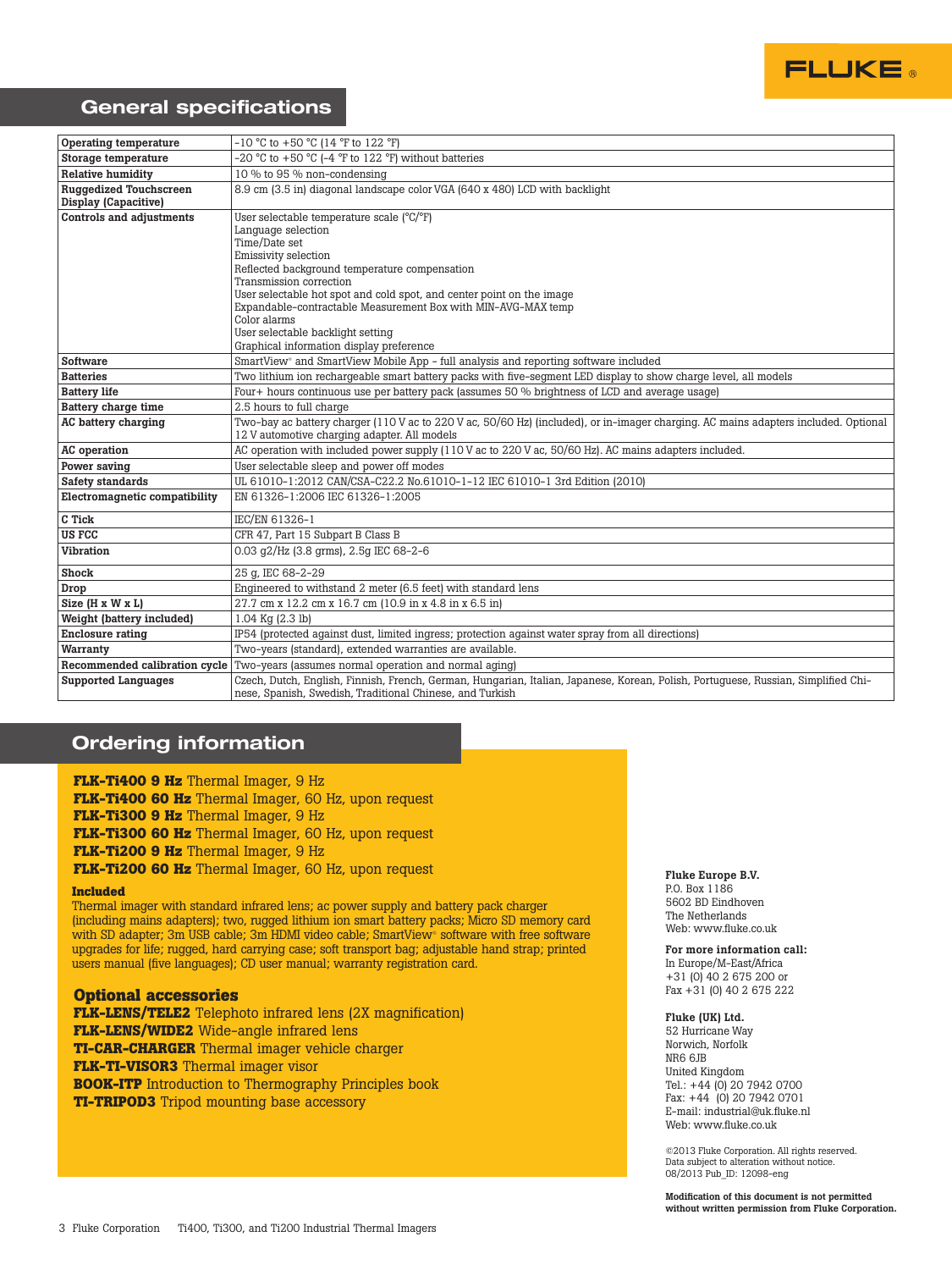## General specifications

| | |
|---|---|
| **Operating temperature** | -10 °C to +50 °C (14 °F to 122 °F) |
| **Storage temperature** | -20 °C to +50 °C (-4 °F to 122 °F) without batteries |
| **Relative humidity** | 10 % to 95 % non-condensing |
| **Ruggedized Touchscreen Display (Capacitive)** | 8.9 cm (3.5 in) diagonal landscape color VGA (640 x 480) LCD with backlight |
| **Controls and adjustments** | User selectable temperature scale (°C/°F)<br>Language selection<br>Time/Date set<br>Emissivity selection<br>Reflected background temperature compensation<br>Transmission correction<br>User selectable hot spot and cold spot, and center point on the image<br>Expandable-contractable Measurement Box with MIN-AVG-MAX temp<br>Color alarms<br>User selectable backlight setting<br>Graphical information display preference |
| **Software** | SmartView® and SmartView Mobile App - full analysis and reporting software included |
| **Batteries** | Two lithium ion rechargeable smart battery packs with five-segment LED display to show charge level, all models |
| **Battery life** | Four+ hours continuous use per battery pack (assumes 50 % brightness of LCD and average usage) |
| **Battery charge time** | 2.5 hours to full charge |
| **AC battery charging** | Two-bay ac battery charger (110 V ac to 220 V ac, 50/60 Hz) (included), or in-imager charging. AC mains adapters included. Optional 12 V automotive charging adapter. All models |
| **AC operation** | AC operation with included power supply (110 V ac to 220 V ac, 50/60 Hz). AC mains adapters included. |
| **Power saving** | User selectable sleep and power off modes |
| **Safety standards** | UL 61010-1:2012 CAN/CSA-C22.2 No.61010-1-12 IEC 61010-1 3rd Edition (2010) |
| **Electromagnetic compatibility** | EN 61326-1:2006 IEC 61326-1:2005 |
| **C Tick** | IEC/EN 61326-1 |
| **US FCC** | CFR 47, Part 15 Subpart B Class B |
| **Vibration** | 0.03 g2/Hz (3.8 grms), 2.5g IEC 68-2-6 |
| **Shock** | 25 g, IEC 68-2-29 |
| **Drop** | Engineered to withstand 2 meter (6.5 feet) with standard lens |
| **Size (H x W x L)** | 27.7 cm x 12.2 cm x 16.7 cm (10.9 in x 4.8 in x 6.5 in) |
| **Weight (battery included)** | 1.04 Kg (2.3 lb) |
| **Enclosure rating** | IP54 (protected against dust, limited ingress; protection against water spray from all directions) |
| **Warranty** | Two-years (standard), extended warranties are available. |
| **Recommended calibration cycle** | Two-years (assumes normal operation and normal aging) |
| **Supported Languages** | Czech, Dutch, English, Finnish, French, German, Hungarian, Italian, Japanese, Korean, Polish, Portuguese, Russian, Simplified Chinese, Spanish, Swedish, Traditional Chinese, and Turkish |

## Ordering information

**FLK-Ti400 9 Hz** Thermal Imager, 9 Hz
**FLK-Ti400 60 Hz** Thermal Imager, 60 Hz, upon request
**FLK-Ti300 9 Hz** Thermal Imager, 9 Hz
**FLK-Ti300 60 Hz** Thermal Imager, 60 Hz, upon request
**FLK-Ti200 9 Hz** Thermal Imager, 9 Hz
**FLK-Ti200 60 Hz** Thermal Imager, 60 Hz, upon request

**Included**

Thermal imager with standard infrared lens; ac power supply and battery pack charger (including mains adapters); two, rugged lithium ion smart battery packs; Micro SD memory card with SD adapter; 3m USB cable; 3m HDMI video cable; SmartView® software with free software upgrades for life; rugged, hard carrying case; soft transport bag; adjustable hand strap; printed users manual (five languages); CD user manual; warranty registration card.

### Optional accessories

**FLK-LENS/TELE2** Telephoto infrared lens (2X magnification)
**FLK-LENS/WIDE2** Wide-angle infrared lens
**TI-CAR-CHARGER** Thermal imager vehicle charger
**FLK-TI-VISOR3** Thermal imager visor
**BOOK-ITP** Introduction to Thermography Principles book
**TI-TRIPOD3** Tripod mounting base accessory

**Fluke Europe B.V.**
P.O. Box 1186
5602 BD Eindhoven
The Netherlands
Web: www.fluke.co.uk

**For more information call:**
In Europe/M-East/Africa
+31 (0) 40 2 675 200 or
Fax +31 (0) 40 2 675 222

**Fluke (UK) Ltd.**
52 Hurricane Way
Norwich, Norfolk
NR6 6JB
United Kingdom
Tel.: +44 (0) 20 7942 0700
Fax: +44 (0) 20 7942 0701
E-mail: industrial@uk.fluke.nl
Web: www.fluke.co.uk

©2013 Fluke Corporation. All rights reserved.
Data subject to alteration without notice.
08/2013 Pub_ID: 12098-eng

**Modification of this document is not permitted without written permission from Fluke Corporation.**